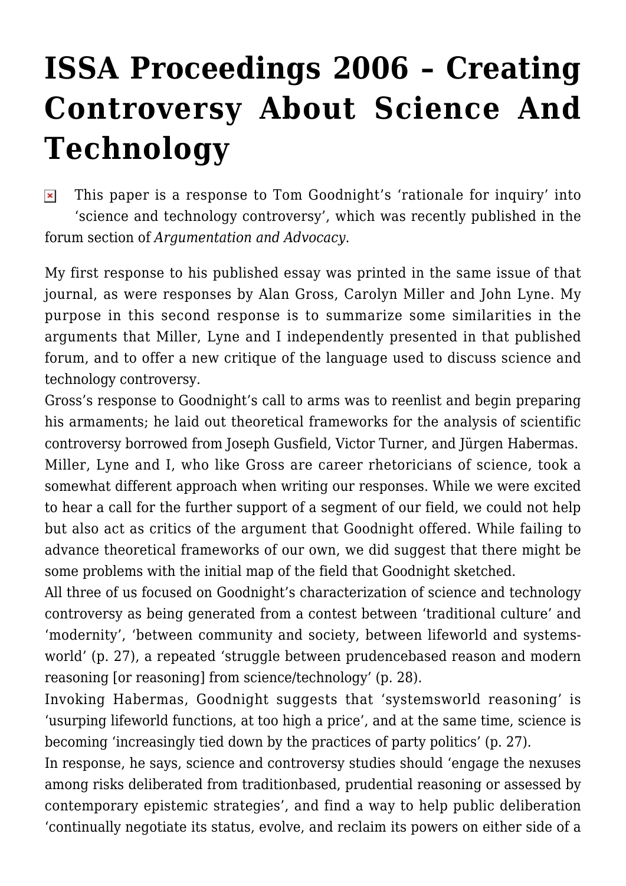# ISSA Proceedings 2006 – Creating Controversy About Science And Technology

This paper is a response to Tom Goodnight's 'rationale for inquiry' into 'science and technology controversy', which was recently published in the forum section of *Argumentation and Advocacy*.

My first response to his published essay was printed in the same issue of that journal, as were responses by Alan Gross, Carolyn Miller and John Lyne. My purpose in this second response is to summarize some similarities in the arguments that Miller, Lyne and I independently presented in that published forum, and to offer a new critique of the language used to discuss science and technology controversy.

Gross's response to Goodnight's call to arms was to reenlist and begin preparing his armaments; he laid out theoretical frameworks for the analysis of scientific controversy borrowed from Joseph Gusfield, Victor Turner, and Jürgen Habermas. Miller, Lyne and I, who like Gross are career rhetoricians of science, took a somewhat different approach when writing our responses. While we were excited to hear a call for the further support of a segment of our field, we could not help but also act as critics of the argument that Goodnight offered. While failing to advance theoretical frameworks of our own, we did suggest that there might be some problems with the initial map of the field that Goodnight sketched.

All three of us focused on Goodnight's characterization of science and technology controversy as being generated from a contest between 'traditional culture' and 'modernity', 'between community and society, between lifeworld and systems-world' (p. 27), a repeated 'struggle between prudencebased reason and modern reasoning [or reasoning] from science/technology' (p. 28).

Invoking Habermas, Goodnight suggests that 'systemsworld reasoning' is 'usurping lifeworld functions, at too high a price', and at the same time, science is becoming 'increasingly tied down by the practices of party politics' (p. 27).

In response, he says, science and controversy studies should 'engage the nexuses among risks deliberated from traditionbased, prudential reasoning or assessed by contemporary epistemic strategies', and find a way to help public deliberation 'continually negotiate its status, evolve, and reclaim its powers on either side of a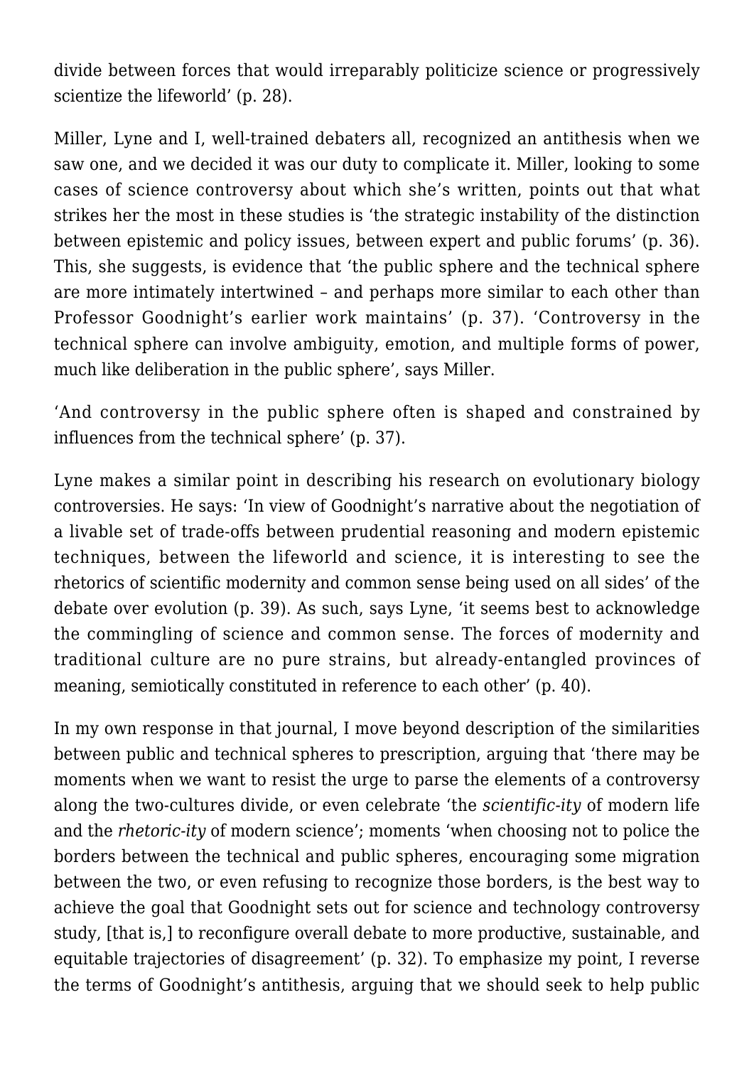divide between forces that would irreparably politicize science or progressively scientize the lifeworld' (p. 28).

Miller, Lyne and I, well-trained debaters all, recognized an antithesis when we saw one, and we decided it was our duty to complicate it. Miller, looking to some cases of science controversy about which she's written, points out that what strikes her the most in these studies is 'the strategic instability of the distinction between epistemic and policy issues, between expert and public forums' (p. 36). This, she suggests, is evidence that 'the public sphere and the technical sphere are more intimately intertwined – and perhaps more similar to each other than Professor Goodnight's earlier work maintains' (p. 37). 'Controversy in the technical sphere can involve ambiguity, emotion, and multiple forms of power, much like deliberation in the public sphere', says Miller.

'And controversy in the public sphere often is shaped and constrained by influences from the technical sphere' (p. 37).

Lyne makes a similar point in describing his research on evolutionary biology controversies. He says: 'In view of Goodnight's narrative about the negotiation of a livable set of trade-offs between prudential reasoning and modern epistemic techniques, between the lifeworld and science, it is interesting to see the rhetorics of scientific modernity and common sense being used on all sides' of the debate over evolution (p. 39). As such, says Lyne, 'it seems best to acknowledge the commingling of science and common sense. The forces of modernity and traditional culture are no pure strains, but already-entangled provinces of meaning, semiotically constituted in reference to each other' (p. 40).

In my own response in that journal, I move beyond description of the similarities between public and technical spheres to prescription, arguing that 'there may be moments when we want to resist the urge to parse the elements of a controversy along the two-cultures divide, or even celebrate 'the *scientific-ity* of modern life and the *rhetoric-ity* of modern science'; moments 'when choosing not to police the borders between the technical and public spheres, encouraging some migration between the two, or even refusing to recognize those borders, is the best way to achieve the goal that Goodnight sets out for science and technology controversy study, [that is,] to reconfigure overall debate to more productive, sustainable, and equitable trajectories of disagreement' (p. 32). To emphasize my point, I reverse the terms of Goodnight's antithesis, arguing that we should seek to help public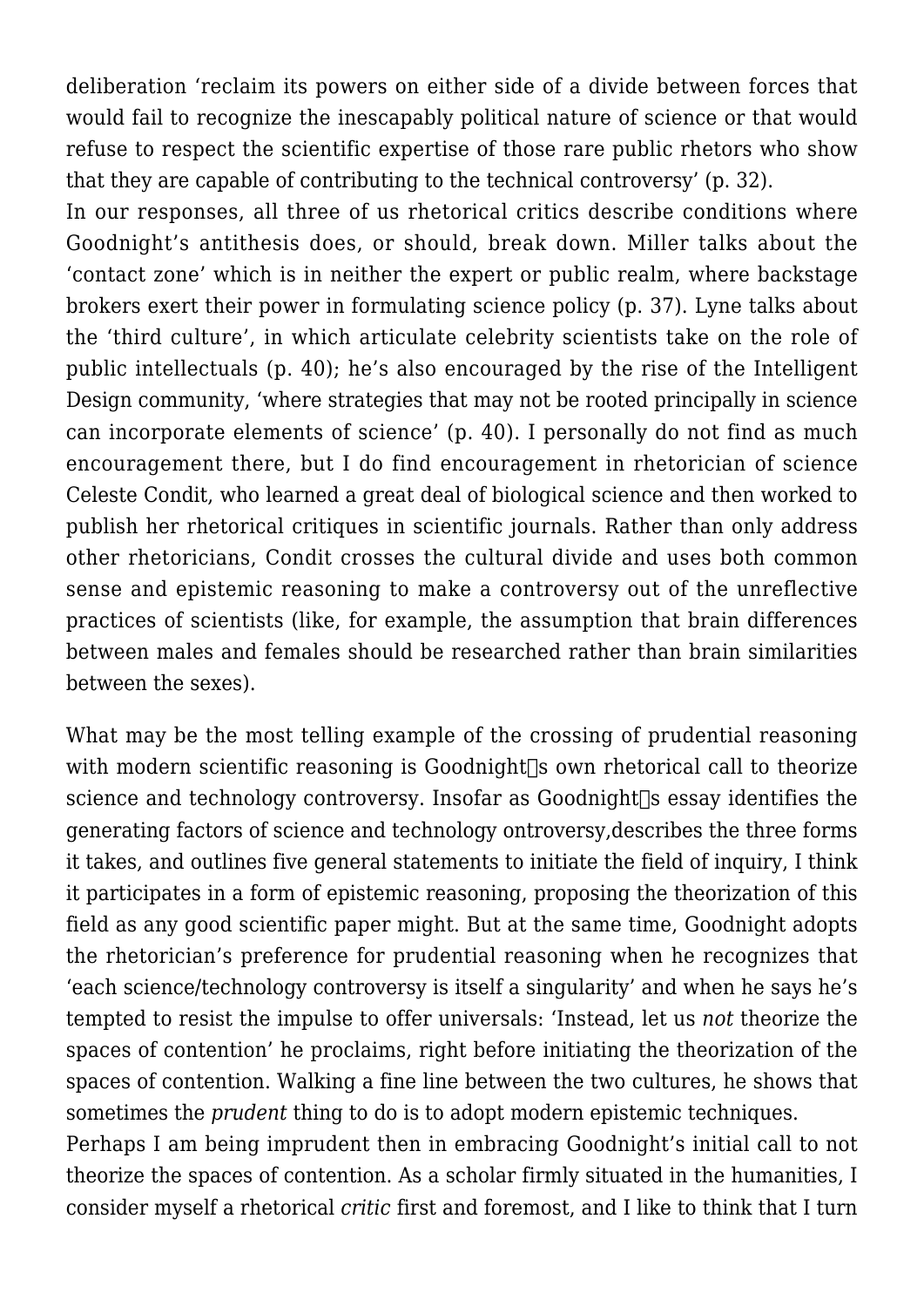deliberation 'reclaim its powers on either side of a divide between forces that would fail to recognize the inescapably political nature of science or that would refuse to respect the scientific expertise of those rare public rhetors who show that they are capable of contributing to the technical controversy' (p. 32).

In our responses, all three of us rhetorical critics describe conditions where Goodnight's antithesis does, or should, break down. Miller talks about the 'contact zone' which is in neither the expert or public realm, where backstage brokers exert their power in formulating science policy (p. 37). Lyne talks about the 'third culture', in which articulate celebrity scientists take on the role of public intellectuals (p. 40); he's also encouraged by the rise of the Intelligent Design community, 'where strategies that may not be rooted principally in science can incorporate elements of science' (p. 40). I personally do not find as much encouragement there, but I do find encouragement in rhetorician of science Celeste Condit, who learned a great deal of biological science and then worked to publish her rhetorical critiques in scientific journals. Rather than only address other rhetoricians, Condit crosses the cultural divide and uses both common sense and epistemic reasoning to make a controversy out of the unreflective practices of scientists (like, for example, the assumption that brain differences between males and females should be researched rather than brain similarities between the sexes).

What may be the most telling example of the crossing of prudential reasoning with modern scientific reasoning is Goodnight's own rhetorical call to theorize science and technology controversy. Insofar as Goodnight's essay identifies the generating factors of science and technology ontroversy,describes the three forms it takes, and outlines five general statements to initiate the field of inquiry, I think it participates in a form of epistemic reasoning, proposing the theorization of this field as any good scientific paper might. But at the same time, Goodnight adopts the rhetorician's preference for prudential reasoning when he recognizes that 'each science/technology controversy is itself a singularity' and when he says he's tempted to resist the impulse to offer universals: 'Instead, let us *not* theorize the spaces of contention' he proclaims, right before initiating the theorization of the spaces of contention. Walking a fine line between the two cultures, he shows that sometimes the *prudent* thing to do is to adopt modern epistemic techniques.

Perhaps I am being imprudent then in embracing Goodnight's initial call to not theorize the spaces of contention. As a scholar firmly situated in the humanities, I consider myself a rhetorical *critic* first and foremost, and I like to think that I turn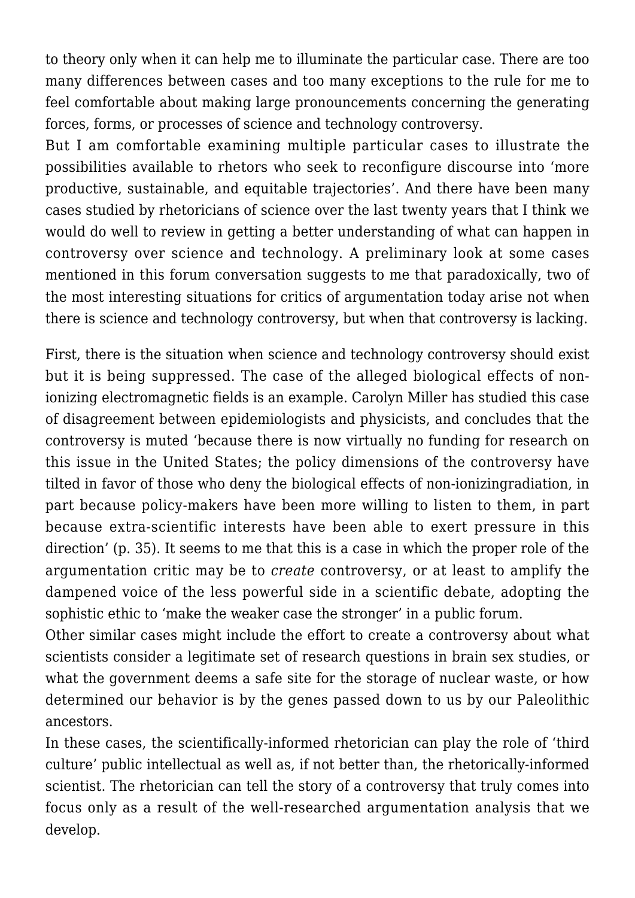to theory only when it can help me to illuminate the particular case. There are too many differences between cases and too many exceptions to the rule for me to feel comfortable about making large pronouncements concerning the generating forces, forms, or processes of science and technology controversy.

But I am comfortable examining multiple particular cases to illustrate the possibilities available to rhetors who seek to reconfigure discourse into 'more productive, sustainable, and equitable trajectories'. And there have been many cases studied by rhetoricians of science over the last twenty years that I think we would do well to review in getting a better understanding of what can happen in controversy over science and technology. A preliminary look at some cases mentioned in this forum conversation suggests to me that paradoxically, two of the most interesting situations for critics of argumentation today arise not when there is science and technology controversy, but when that controversy is lacking.

First, there is the situation when science and technology controversy should exist but it is being suppressed. The case of the alleged biological effects of non-ionizing electromagnetic fields is an example. Carolyn Miller has studied this case of disagreement between epidemiologists and physicists, and concludes that the controversy is muted 'because there is now virtually no funding for research on this issue in the United States; the policy dimensions of the controversy have tilted in favor of those who deny the biological effects of non-ionizingradiation, in part because policy-makers have been more willing to listen to them, in part because extra-scientific interests have been able to exert pressure in this direction' (p. 35). It seems to me that this is a case in which the proper role of the argumentation critic may be to *create* controversy, or at least to amplify the dampened voice of the less powerful side in a scientific debate, adopting the sophistic ethic to 'make the weaker case the stronger' in a public forum.

Other similar cases might include the effort to create a controversy about what scientists consider a legitimate set of research questions in brain sex studies, or what the government deems a safe site for the storage of nuclear waste, or how determined our behavior is by the genes passed down to us by our Paleolithic ancestors.

In these cases, the scientifically-informed rhetorician can play the role of 'third culture' public intellectual as well as, if not better than, the rhetorically-informed scientist. The rhetorician can tell the story of a controversy that truly comes into focus only as a result of the well-researched argumentation analysis that we develop.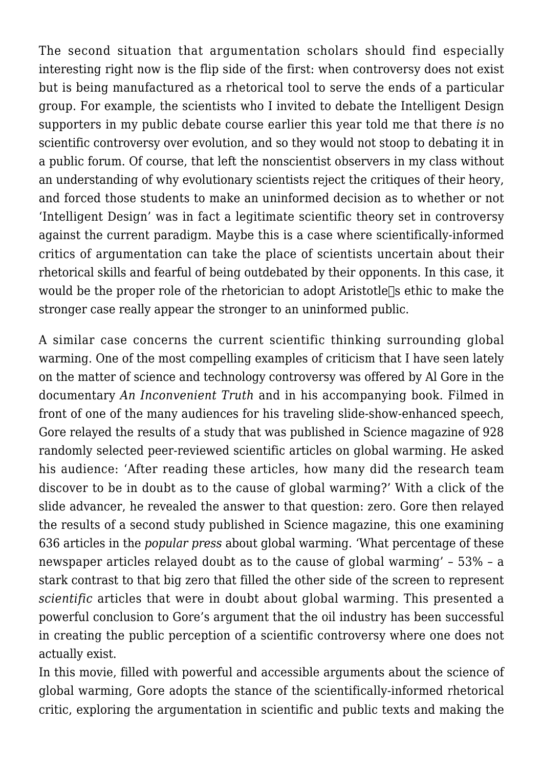The second situation that argumentation scholars should find especially interesting right now is the flip side of the first: when controversy does not exist but is being manufactured as a rhetorical tool to serve the ends of a particular group. For example, the scientists who I invited to debate the Intelligent Design supporters in my public debate course earlier this year told me that there *is* no scientific controversy over evolution, and so they would not stoop to debating it in a public forum. Of course, that left the nonscientist observers in my class without an understanding of why evolutionary scientists reject the critiques of their heory, and forced those students to make an uninformed decision as to whether or not 'Intelligent Design' was in fact a legitimate scientific theory set in controversy against the current paradigm. Maybe this is a case where scientifically-informed critics of argumentation can take the place of scientists uncertain about their rhetorical skills and fearful of being outdebated by their opponents. In this case, it would be the proper role of the rhetorician to adopt Aristotle's ethic to make the stronger case really appear the stronger to an uninformed public.

A similar case concerns the current scientific thinking surrounding global warming. One of the most compelling examples of criticism that I have seen lately on the matter of science and technology controversy was offered by Al Gore in the documentary *An Inconvenient Truth* and in his accompanying book. Filmed in front of one of the many audiences for his traveling slide-show-enhanced speech, Gore relayed the results of a study that was published in Science magazine of 928 randomly selected peer-reviewed scientific articles on global warming. He asked his audience: 'After reading these articles, how many did the research team discover to be in doubt as to the cause of global warming?' With a click of the slide advancer, he revealed the answer to that question: zero. Gore then relayed the results of a second study published in Science magazine, this one examining 636 articles in the *popular press* about global warming. 'What percentage of these newspaper articles relayed doubt as to the cause of global warming' – 53% – a stark contrast to that big zero that filled the other side of the screen to represent *scientific* articles that were in doubt about global warming. This presented a powerful conclusion to Gore's argument that the oil industry has been successful in creating the public perception of a scientific controversy where one does not actually exist.

In this movie, filled with powerful and accessible arguments about the science of global warming, Gore adopts the stance of the scientifically-informed rhetorical critic, exploring the argumentation in scientific and public texts and making the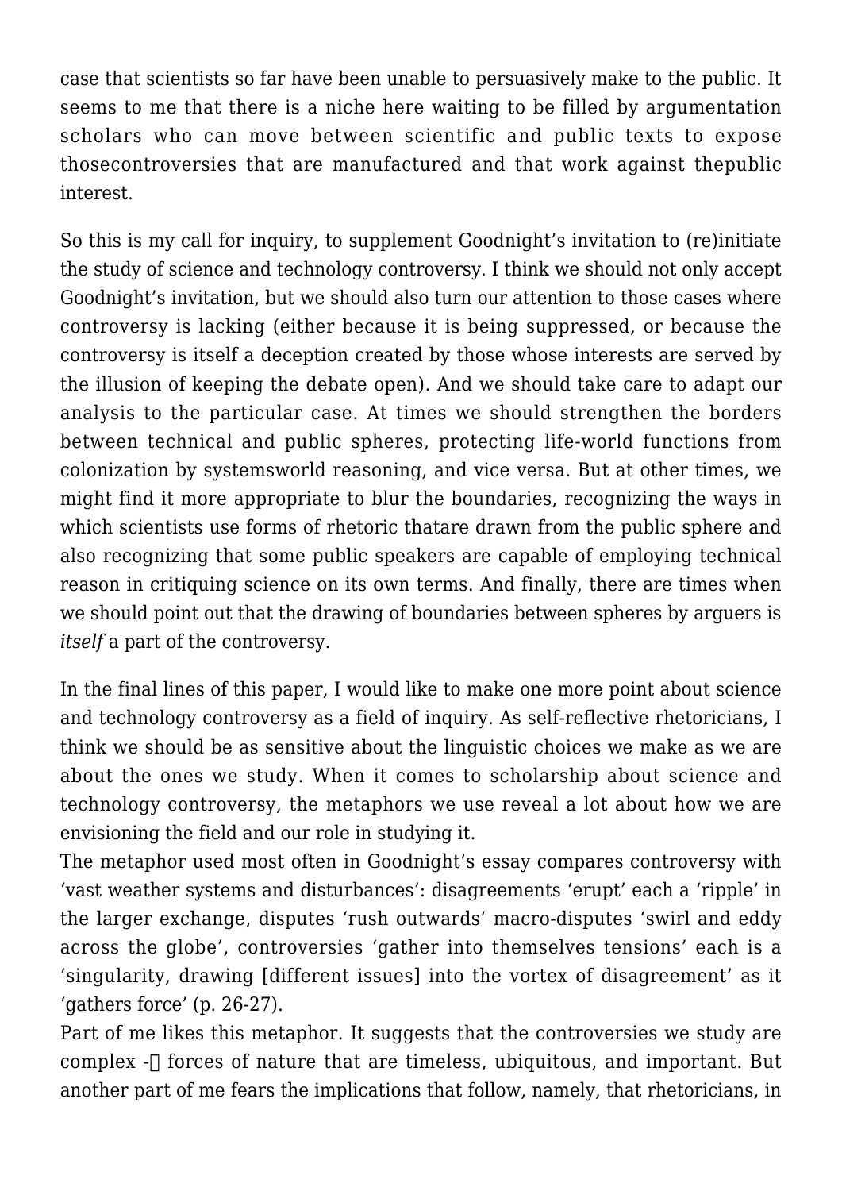case that scientists so far have been unable to persuasively make to the public. It seems to me that there is a niche here waiting to be filled by argumentation scholars who can move between scientific and public texts to expose thosecontroversies that are manufactured and that work against thepublic interest.

So this is my call for inquiry, to supplement Goodnight's invitation to (re)initiate the study of science and technology controversy. I think we should not only accept Goodnight's invitation, but we should also turn our attention to those cases where controversy is lacking (either because it is being suppressed, or because the controversy is itself a deception created by those whose interests are served by the illusion of keeping the debate open). And we should take care to adapt our analysis to the particular case. At times we should strengthen the borders between technical and public spheres, protecting life-world functions from colonization by systemsworld reasoning, and vice versa. But at other times, we might find it more appropriate to blur the boundaries, recognizing the ways in which scientists use forms of rhetoric thatare drawn from the public sphere and also recognizing that some public speakers are capable of employing technical reason in critiquing science on its own terms. And finally, there are times when we should point out that the drawing of boundaries between spheres by arguers is *itself* a part of the controversy.

In the final lines of this paper, I would like to make one more point about science and technology controversy as a field of inquiry. As self-reflective rhetoricians, I think we should be as sensitive about the linguistic choices we make as we are about the ones we study. When it comes to scholarship about science and technology controversy, the metaphors we use reveal a lot about how we are envisioning the field and our role in studying it.

The metaphor used most often in Goodnight's essay compares controversy with 'vast weather systems and disturbances': disagreements 'erupt' each a 'ripple' in the larger exchange, disputes 'rush outwards' macro-disputes 'swirl and eddy across the globe', controversies 'gather into themselves tensions' each is a 'singularity, drawing [different issues] into the vortex of disagreement' as it 'gathers force' (p. 26-27).

Part of me likes this metaphor. It suggests that the controversies we study are complex - forces of nature that are timeless, ubiquitous, and important. But another part of me fears the implications that follow, namely, that rhetoricians, in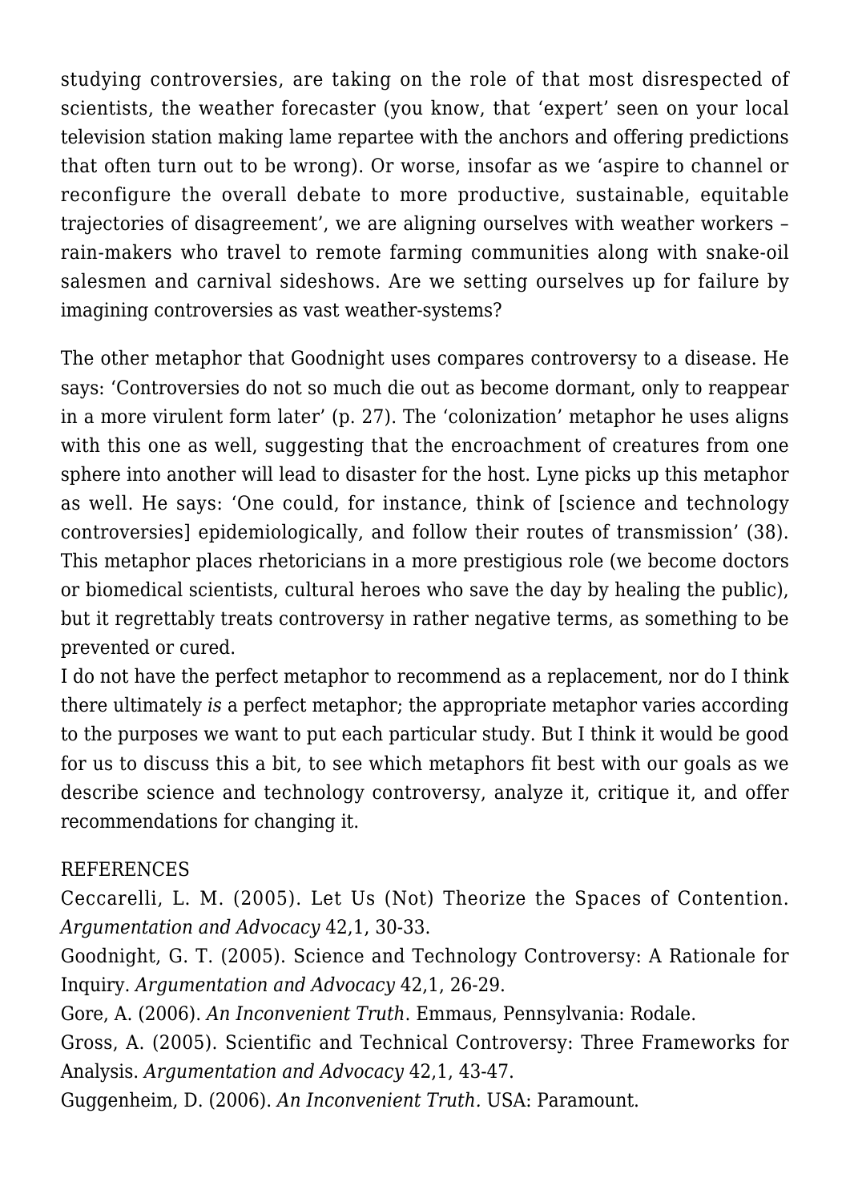studying controversies, are taking on the role of that most disrespected of scientists, the weather forecaster (you know, that 'expert' seen on your local television station making lame repartee with the anchors and offering predictions that often turn out to be wrong). Or worse, insofar as we 'aspire to channel or reconfigure the overall debate to more productive, sustainable, equitable trajectories of disagreement', we are aligning ourselves with weather workers – rain-makers who travel to remote farming communities along with snake-oil salesmen and carnival sideshows. Are we setting ourselves up for failure by imagining controversies as vast weather-systems?

The other metaphor that Goodnight uses compares controversy to a disease. He says: 'Controversies do not so much die out as become dormant, only to reappear in a more virulent form later' (p. 27). The 'colonization' metaphor he uses aligns with this one as well, suggesting that the encroachment of creatures from one sphere into another will lead to disaster for the host. Lyne picks up this metaphor as well. He says: 'One could, for instance, think of [science and technology controversies] epidemiologically, and follow their routes of transmission' (38). This metaphor places rhetoricians in a more prestigious role (we become doctors or biomedical scientists, cultural heroes who save the day by healing the public), but it regrettably treats controversy in rather negative terms, as something to be prevented or cured.

I do not have the perfect metaphor to recommend as a replacement, nor do I think there ultimately *is* a perfect metaphor; the appropriate metaphor varies according to the purposes we want to put each particular study. But I think it would be good for us to discuss this a bit, to see which metaphors fit best with our goals as we describe science and technology controversy, analyze it, critique it, and offer recommendations for changing it.

REFERENCES

Ceccarelli, L. M. (2005). Let Us (Not) Theorize the Spaces of Contention. *Argumentation and Advocacy* 42,1, 30-33.

Goodnight, G. T. (2005). Science and Technology Controversy: A Rationale for Inquiry. *Argumentation and Advocacy* 42,1, 26-29.

Gore, A. (2006). *An Inconvenient Truth*. Emmaus, Pennsylvania: Rodale.

Gross, A. (2005). Scientific and Technical Controversy: Three Frameworks for Analysis. *Argumentation and Advocacy* 42,1, 43-47.

Guggenheim, D. (2006). *An Inconvenient Truth*. USA: Paramount.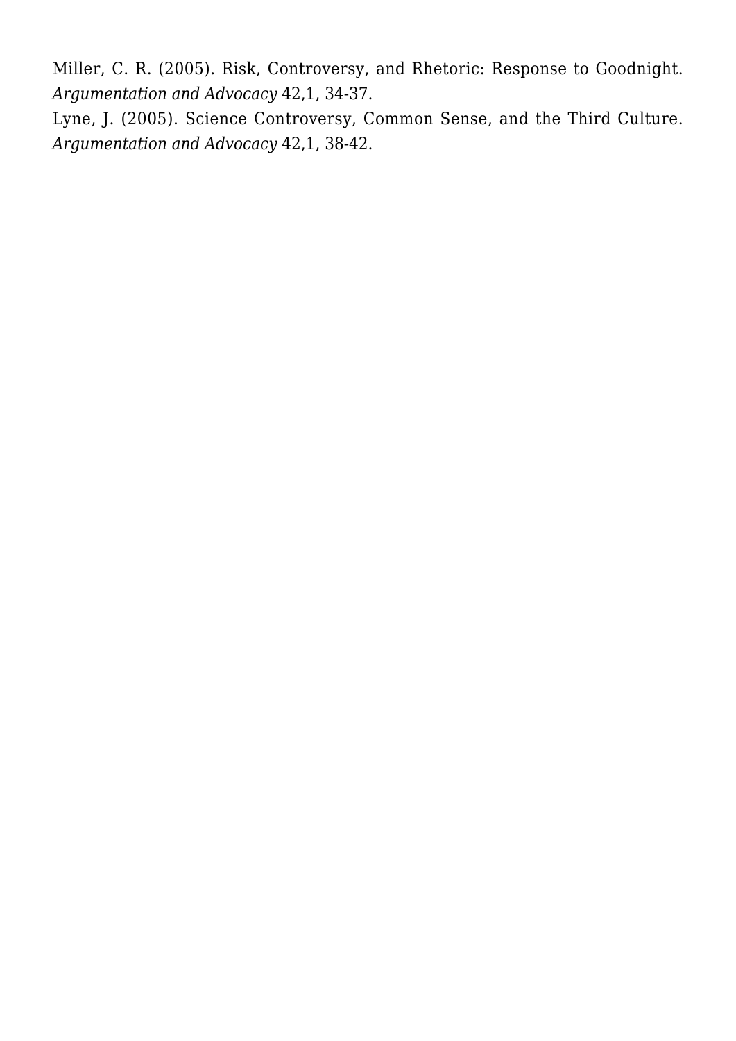Miller, C. R. (2005). Risk, Controversy, and Rhetoric: Response to Goodnight. *Argumentation and Advocacy* 42,1, 34-37.

Lyne, J. (2005). Science Controversy, Common Sense, and the Third Culture. *Argumentation and Advocacy* 42,1, 38-42.